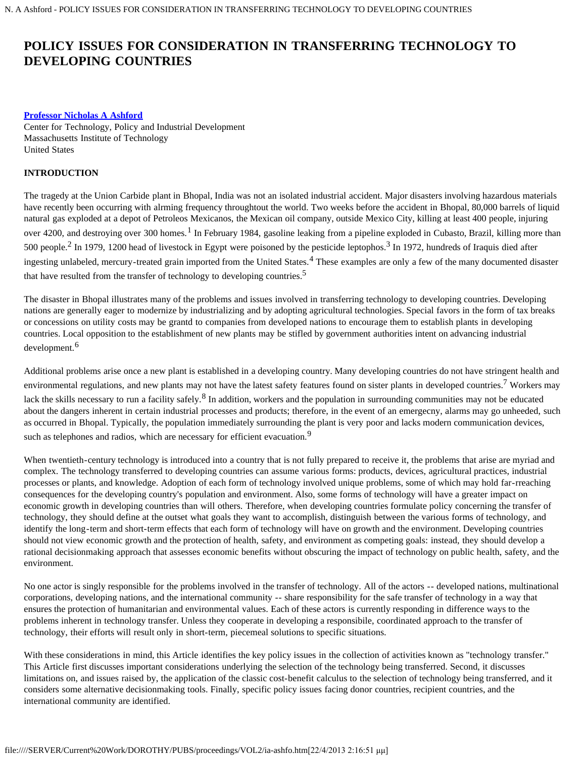# POLICY ISSUES FOR CONSIDERATION IN TRANSFERRING TECHNOLOGY TO DEVELOPING COUNTRIES

**Professor Nicholas A Ashford**
Center for Technology, Policy and Industrial Development
Massachusetts Institute of Technology
United States

**INTRODUCTION**

The tragedy at the Union Carbide plant in Bhopal, India was not an isolated industrial accident. Major disasters involving hazardous materials have recently been occurring with alrming frequency throughtout the world. Two weeks before the accident in Bhopal, 80,000 barrels of liquid natural gas exploded at a depot of Petroleos Mexicanos, the Mexican oil company, outside Mexico City, killing at least 400 people, injuring over 4200, and destroying over 300 homes.[1] In February 1984, gasoline leaking from a pipeline exploded in Cubasto, Brazil, killing more than 500 people.[2] In 1979, 1200 head of livestock in Egypt were poisoned by the pesticide leptophos.[3] In 1972, hundreds of Iraquis died after ingesting unlabeled, mercury-treated grain imported from the United States.[4] These examples are only a few of the many documented disaster that have resulted from the transfer of technology to developing countries.[5]

The disaster in Bhopal illustrates many of the problems and issues involved in transferring technology to developing countries. Developing nations are generally eager to modernize by industrializing and by adopting agricultural technologies. Special favors in the form of tax breaks or concessions on utility costs may be grantd to companies from developed nations to encourage them to establish plants in developing countries. Local opposition to the establishment of new plants may be stifled by government authorities intent on advancing industrial development.[6]

Additional problems arise once a new plant is established in a developing country. Many developing countries do not have stringent health and environmental regulations, and new plants may not have the latest safety features found on sister plants in developed countries.[7] Workers may lack the skills necessary to run a facility safely.[8] In addition, workers and the population in surrounding communities may not be educated about the dangers inherent in certain industrial processes and products; therefore, in the event of an emergecny, alarms may go unheeded, such as occurred in Bhopal. Typically, the population immediately surrounding the plant is very poor and lacks modern communication devices, such as telephones and radios, which are necessary for efficient evacuation.[9]

When twentieth-century technology is introduced into a country that is not fully prepared to receive it, the problems that arise are myriad and complex. The technology transferred to developing countries can assume various forms: products, devices, agricultural practices, industrial processes or plants, and knowledge. Adoption of each form of technology involved unique problems, some of which may hold far-rreaching consequences for the developing country's population and environment. Also, some forms of technology will have a greater impact on economic growth in developing countries than will others. Therefore, when developing countries formulate policy concerning the transfer of technology, they should define at the outset what goals they want to accomplish, distinguish between the various forms of technology, and identify the long-term and short-term effects that each form of technology will have on growth and the environment. Developing countries should not view economic growth and the protection of health, safety, and environment as competing goals: instead, they should develop a rational decisionmaking approach that assesses economic benefits without obscuring the impact of technology on public health, safety, and the environment.

No one actor is singly responsible for the problems involved in the transfer of technology. All of the actors -- developed nations, multinational corporations, developing nations, and the international community -- share responsibility for the safe transfer of technology in a way that ensures the protection of humanitarian and environmental values. Each of these actors is currently responding in difference ways to the problems inherent in technology transfer. Unless they cooperate in developing a responsibile, coordinated approach to the transfer of technology, their efforts will result only in short-term, piecemeal solutions to specific situations.

With these considerations in mind, this Article identifies the key policy issues in the collection of activities known as "technology transfer." This Article first discusses important considerations underlying the selection of the technology being transferred. Second, it discusses limitations on, and issues raised by, the application of the classic cost-benefit calculus to the selection of technology being transferred, and it considers some alternative decisionmaking tools. Finally, specific policy issues facing donor countries, recipient countries, and the international community are identified.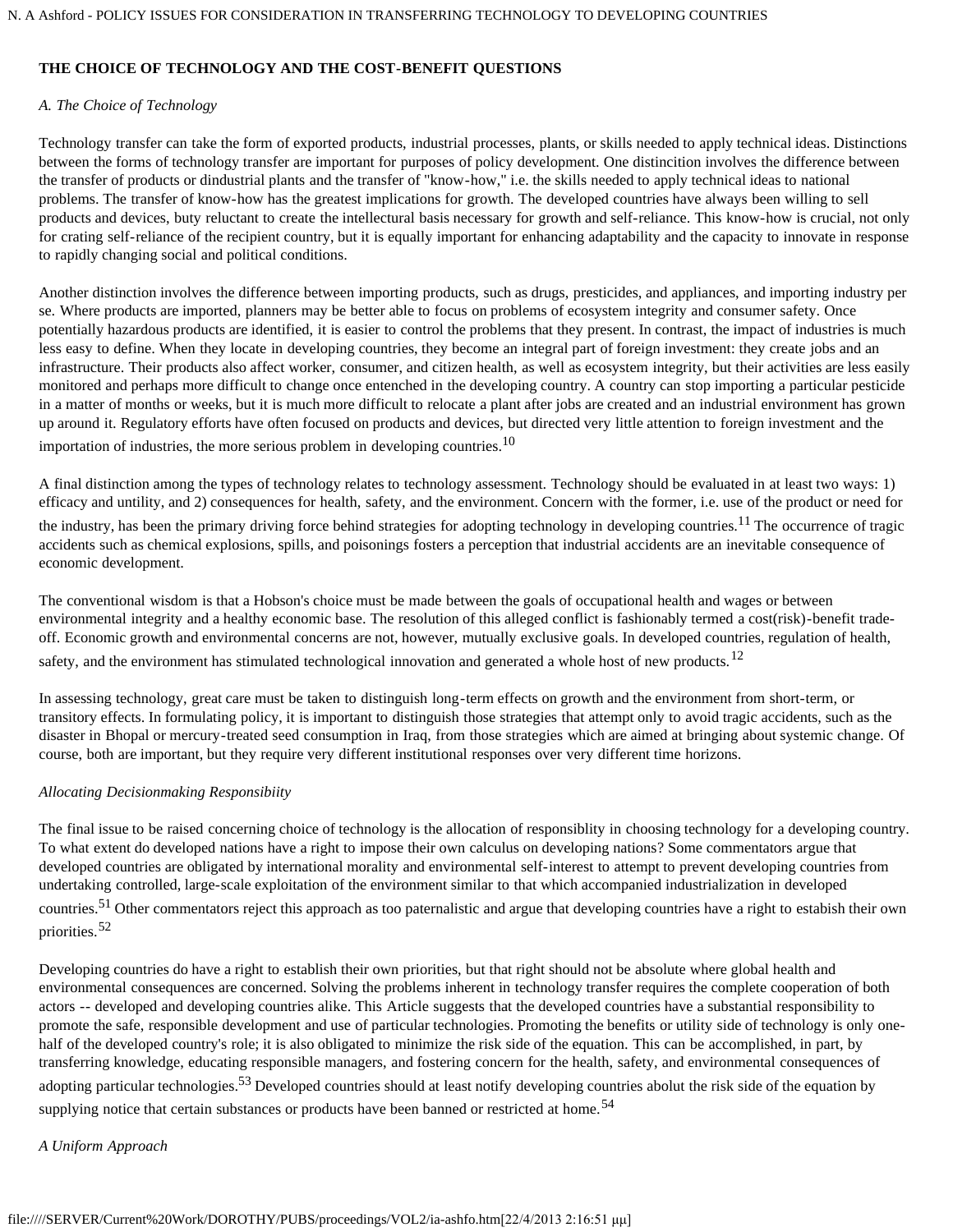## THE CHOICE OF TECHNOLOGY AND THE COST-BENEFIT QUESTIONS

### *A. The Choice of Technology*

Technology transfer can take the form of exported products, industrial processes, plants, or skills needed to apply technical ideas. Distinctions between the forms of technology transfer are important for purposes of policy development. One distincition involves the difference between the transfer of products or dindustrial plants and the transfer of "know-how," i.e. the skills needed to apply technical ideas to national problems. The transfer of know-how has the greatest implications for growth. The developed countries have always been willing to sell products and devices, buty reluctant to create the intellectural basis necessary for growth and self-reliance. This know-how is crucial, not only for crating self-reliance of the recipient country, but it is equally important for enhancing adaptability and the capacity to innovate in response to rapidly changing social and political conditions.

Another distinction involves the difference between importing products, such as drugs, presticides, and appliances, and importing industry per se. Where products are imported, planners may be better able to focus on problems of ecosystem integrity and consumer safety. Once potentially hazardous products are identified, it is easier to control the problems that they present. In contrast, the impact of industries is much less easy to define. When they locate in developing countries, they become an integral part of foreign investment: they create jobs and an infrastructure. Their products also affect worker, consumer, and citizen health, as well as ecosystem integrity, but their activities are less easily monitored and perhaps more difficult to change once entenched in the developing country. A country can stop importing a particular pesticide in a matter of months or weeks, but it is much more difficult to relocate a plant after jobs are created and an industrial environment has grown up around it. Regulatory efforts have often focused on products and devices, but directed very little attention to foreign investment and the importation of industries, the more serious problem in developing countries.[10]

A final distinction among the types of technology relates to technology assessment. Technology should be evaluated in at least two ways: 1) efficacy and untility, and 2) consequences for health, safety, and the environment. Concern with the former, i.e. use of the product or need for the industry, has been the primary driving force behind strategies for adopting technology in developing countries.[11] The occurrence of tragic accidents such as chemical explosions, spills, and poisonings fosters a perception that industrial accidents are an inevitable consequence of economic development.

The conventional wisdom is that a Hobson's choice must be made between the goals of occupational health and wages or between environmental integrity and a healthy economic base. The resolution of this alleged conflict is fashionably termed a cost(risk)-benefit trade-off. Economic growth and environmental concerns are not, however, mutually exclusive goals. In developed countries, regulation of health, safety, and the environment has stimulated technological innovation and generated a whole host of new products.[12]

In assessing technology, great care must be taken to distinguish long-term effects on growth and the environment from short-term, or transitory effects. In formulating policy, it is important to distinguish those strategies that attempt only to avoid tragic accidents, such as the disaster in Bhopal or mercury-treated seed consumption in Iraq, from those strategies which are aimed at bringing about systemic change. Of course, both are important, but they require very different institutional responses over very different time horizons.

### *Allocating Decisionmaking Responsibiity*

The final issue to be raised concerning choice of technology is the allocation of responsiblity in choosing technology for a developing country. To what extent do developed nations have a right to impose their own calculus on developing nations? Some commentators argue that developed countries are obligated by international morality and environmental self-interest to attempt to prevent developing countries from undertaking controlled, large-scale exploitation of the environment similar to that which accompanied industrialization in developed countries.[51] Other commentators reject this approach as too paternalistic and argue that developing countries have a right to estabish their own priorities.[52]

Developing countries do have a right to establish their own priorities, but that right should not be absolute where global health and environmental consequences are concerned. Solving the problems inherent in technology transfer requires the complete cooperation of both actors -- developed and developing countries alike. This Article suggests that the developed countries have a substantial responsibility to promote the safe, responsible development and use of particular technologies. Promoting the benefits or utility side of technology is only one-half of the developed country's role; it is also obligated to minimize the risk side of the equation. This can be accomplished, in part, by transferring knowledge, educating responsible managers, and fostering concern for the health, safety, and environmental consequences of adopting particular technologies.[53] Developed countries should at least notify developing countries abolut the risk side of the equation by supplying notice that certain substances or products have been banned or restricted at home.[54]

### *A Uniform Approach*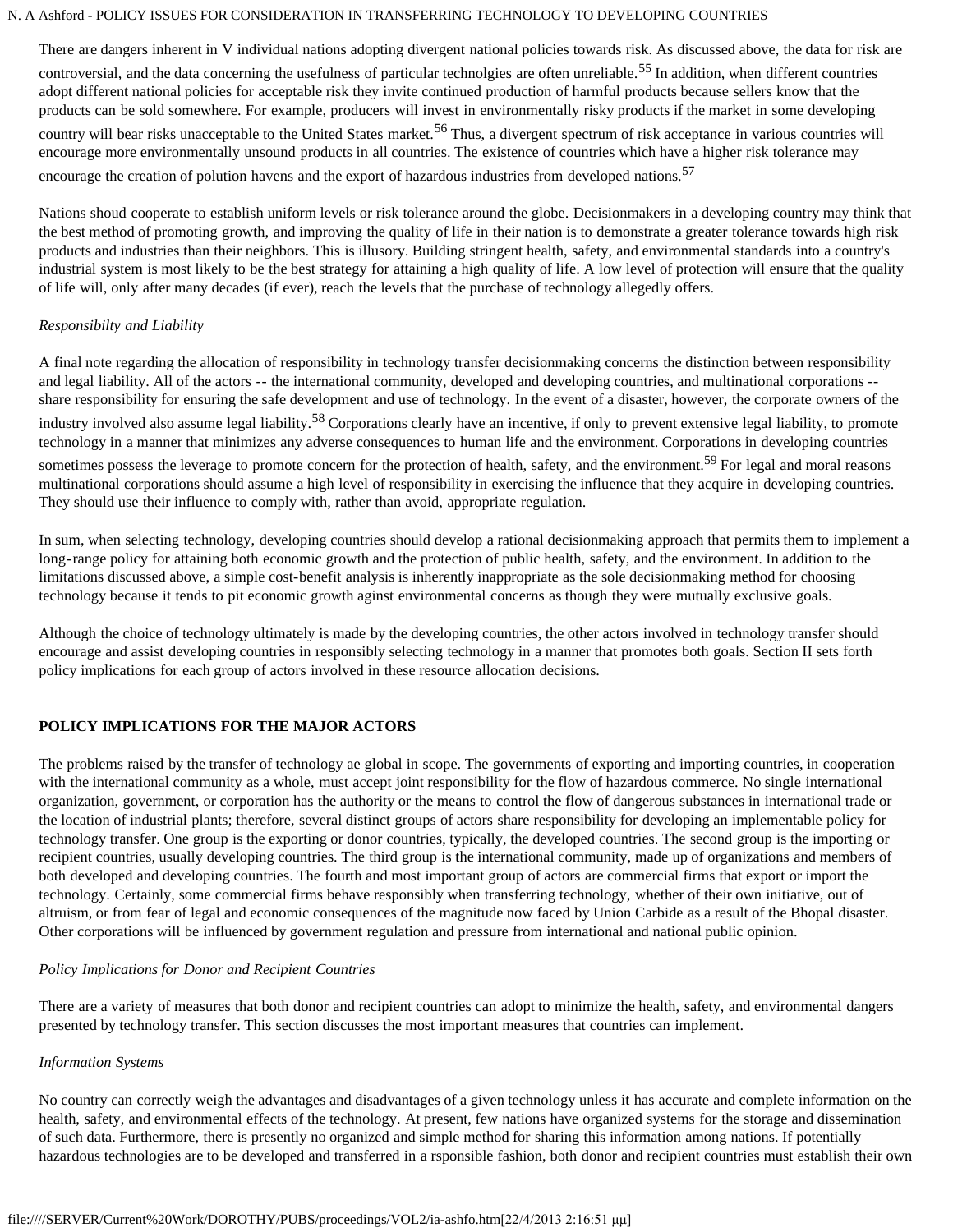There are dangers inherent in V individual nations adopting divergent national policies towards risk. As discussed above, the data for risk are controversial, and the data concerning the usefulness of particular technolgies are often unreliable.[55] In addition, when different countries adopt different national policies for acceptable risk they invite continued production of harmful products because sellers know that the products can be sold somewhere. For example, producers will invest in environmentally risky products if the market in some developing country will bear risks unacceptable to the United States market.[56] Thus, a divergent spectrum of risk acceptance in various countries will encourage more environmentally unsound products in all countries. The existence of countries which have a higher risk tolerance may encourage the creation of polution havens and the export of hazardous industries from developed nations.[57]

Nations shoud cooperate to establish uniform levels or risk tolerance around the globe. Decisionmakers in a developing country may think that the best method of promoting growth, and improving the quality of life in their nation is to demonstrate a greater tolerance towards high risk products and industries than their neighbors. This is illusory. Building stringent health, safety, and environmental standards into a country's industrial system is most likely to be the best strategy for attaining a high quality of life. A low level of protection will ensure that the quality of life will, only after many decades (if ever), reach the levels that the purchase of technology allegedly offers.

*Responsibilty and Liability*

A final note regarding the allocation of responsibility in technology transfer decisionmaking concerns the distinction between responsibility and legal liability. All of the actors -- the international community, developed and developing countries, and multinational corporations -- share responsibility for ensuring the safe development and use of technology. In the event of a disaster, however, the corporate owners of the industry involved also assume legal liability.[58] Corporations clearly have an incentive, if only to prevent extensive legal liability, to promote technology in a manner that minimizes any adverse consequences to human life and the environment. Corporations in developing countries sometimes possess the leverage to promote concern for the protection of health, safety, and the environment.[59] For legal and moral reasons multinational corporations should assume a high level of responsibility in exercising the influence that they acquire in developing countries. They should use their influence to comply with, rather than avoid, appropriate regulation.

In sum, when selecting technology, developing countries should develop a rational decisionmaking approach that permits them to implement a long-range policy for attaining both economic growth and the protection of public health, safety, and the environment. In addition to the limitations discussed above, a simple cost-benefit analysis is inherently inappropriate as the sole decisionmaking method for choosing technology because it tends to pit economic growth aginst environmental concerns as though they were mutually exclusive goals.

Although the choice of technology ultimately is made by the developing countries, the other actors involved in technology transfer should encourage and assist developing countries in responsibly selecting technology in a manner that promotes both goals. Section II sets forth policy implications for each group of actors involved in these resource allocation decisions.

## POLICY IMPLICATIONS FOR THE MAJOR ACTORS

The problems raised by the transfer of technology ae global in scope. The governments of exporting and importing countries, in cooperation with the international community as a whole, must accept joint responsibility for the flow of hazardous commerce. No single international organization, government, or corporation has the authority or the means to control the flow of dangerous substances in international trade or the location of industrial plants; therefore, several distinct groups of actors share responsibility for developing an implementable policy for technology transfer. One group is the exporting or donor countries, typically, the developed countries. The second group is the importing or recipient countries, usually developing countries. The third group is the international community, made up of organizations and members of both developed and developing countries. The fourth and most important group of actors are commercial firms that export or import the technology. Certainly, some commercial firms behave responsibly when transferring technology, whether of their own initiative, out of altruism, or from fear of legal and economic consequences of the magnitude now faced by Union Carbide as a result of the Bhopal disaster. Other corporations will be influenced by government regulation and pressure from international and national public opinion.

*Policy Implications for Donor and Recipient Countries*

There are a variety of measures that both donor and recipient countries can adopt to minimize the health, safety, and environmental dangers presented by technology transfer. This section discusses the most important measures that countries can implement.

*Information Systems*

No country can correctly weigh the advantages and disadvantages of a given technology unless it has accurate and complete information on the health, safety, and environmental effects of the technology. At present, few nations have organized systems for the storage and dissemination of such data. Furthermore, there is presently no organized and simple method for sharing this information among nations. If potentially hazardous technologies are to be developed and transferred in a rsponsible fashion, both donor and recipient countries must establish their own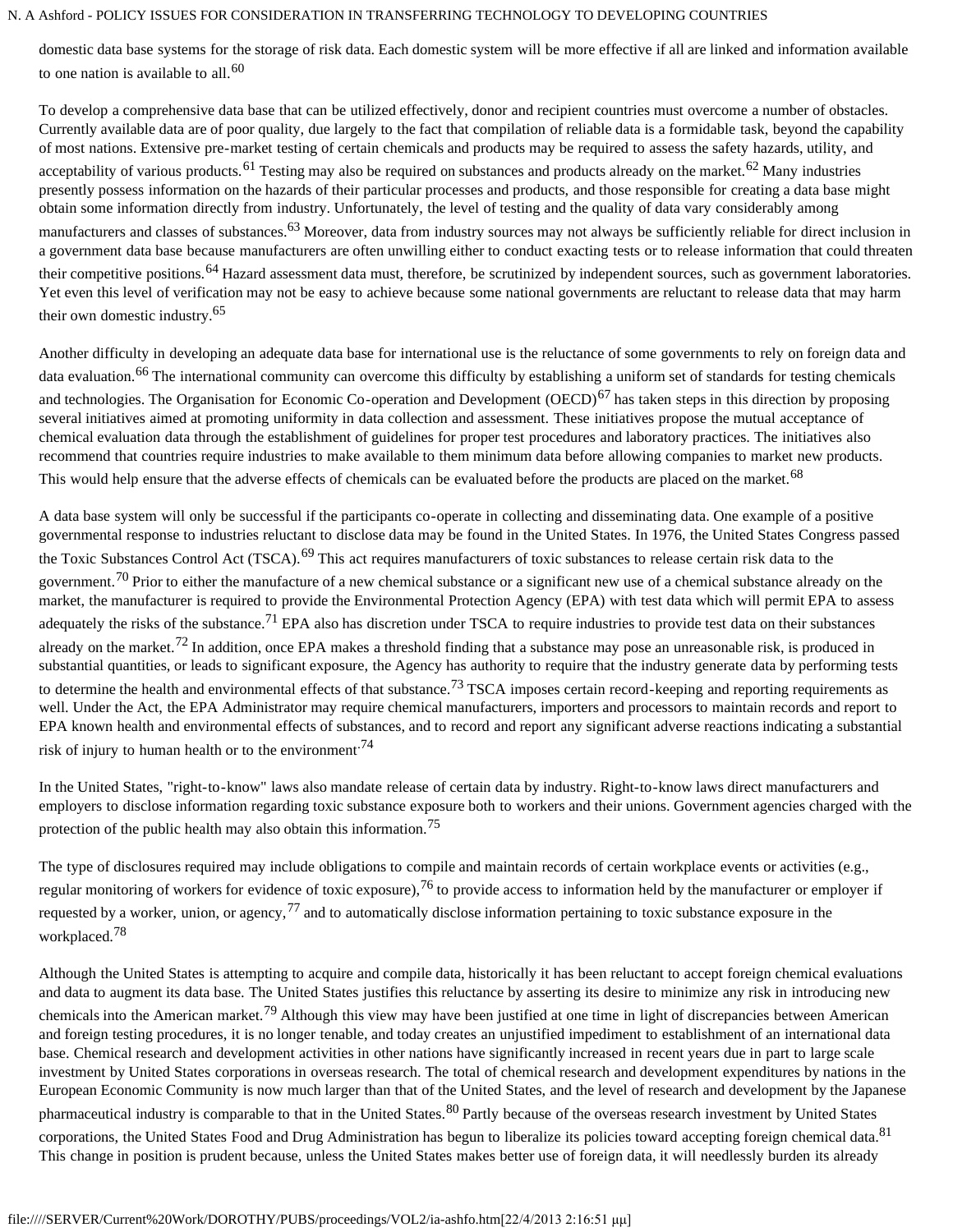domestic data base systems for the storage of risk data. Each domestic system will be more effective if all are linked and information available to one nation is available to all.[60]

To develop a comprehensive data base that can be utilized effectively, donor and recipient countries must overcome a number of obstacles. Currently available data are of poor quality, due largely to the fact that compilation of reliable data is a formidable task, beyond the capability of most nations. Extensive pre-market testing of certain chemicals and products may be required to assess the safety hazards, utility, and acceptability of various products.[61] Testing may also be required on substances and products already on the market.[62] Many industries presently possess information on the hazards of their particular processes and products, and those responsible for creating a data base might obtain some information directly from industry. Unfortunately, the level of testing and the quality of data vary considerably among manufacturers and classes of substances.[63] Moreover, data from industry sources may not always be sufficiently reliable for direct inclusion in a government data base because manufacturers are often unwilling either to conduct exacting tests or to release information that could threaten their competitive positions.[64] Hazard assessment data must, therefore, be scrutinized by independent sources, such as government laboratories. Yet even this level of verification may not be easy to achieve because some national governments are reluctant to release data that may harm their own domestic industry.[65]

Another difficulty in developing an adequate data base for international use is the reluctance of some governments to rely on foreign data and data evaluation.[66] The international community can overcome this difficulty by establishing a uniform set of standards for testing chemicals and technologies. The Organisation for Economic Co-operation and Development (OECD)[67] has taken steps in this direction by proposing several initiatives aimed at promoting uniformity in data collection and assessment. These initiatives propose the mutual acceptance of chemical evaluation data through the establishment of guidelines for proper test procedures and laboratory practices. The initiatives also recommend that countries require industries to make available to them minimum data before allowing companies to market new products. This would help ensure that the adverse effects of chemicals can be evaluated before the products are placed on the market.[68]

A data base system will only be successful if the participants co-operate in collecting and disseminating data. One example of a positive governmental response to industries reluctant to disclose data may be found in the United States. In 1976, the United States Congress passed the Toxic Substances Control Act (TSCA).[69] This act requires manufacturers of toxic substances to release certain risk data to the government.[70] Prior to either the manufacture of a new chemical substance or a significant new use of a chemical substance already on the market, the manufacturer is required to provide the Environmental Protection Agency (EPA) with test data which will permit EPA to assess adequately the risks of the substance.[71] EPA also has discretion under TSCA to require industries to provide test data on their substances already on the market.[72] In addition, once EPA makes a threshold finding that a substance may pose an unreasonable risk, is produced in substantial quantities, or leads to significant exposure, the Agency has authority to require that the industry generate data by performing tests to determine the health and environmental effects of that substance.[73] TSCA imposes certain record-keeping and reporting requirements as well. Under the Act, the EPA Administrator may require chemical manufacturers, importers and processors to maintain records and report to EPA known health and environmental effects of substances, and to record and report any significant adverse reactions indicating a substantial risk of injury to human health or to the environment.[74]

In the United States, "right-to-know" laws also mandate release of certain data by industry. Right-to-know laws direct manufacturers and employers to disclose information regarding toxic substance exposure both to workers and their unions. Government agencies charged with the protection of the public health may also obtain this information.[75]

The type of disclosures required may include obligations to compile and maintain records of certain workplace events or activities (e.g., regular monitoring of workers for evidence of toxic exposure),[76] to provide access to information held by the manufacturer or employer if requested by a worker, union, or agency,[77] and to automatically disclose information pertaining to toxic substance exposure in the workplaced.[78]

Although the United States is attempting to acquire and compile data, historically it has been reluctant to accept foreign chemical evaluations and data to augment its data base. The United States justifies this reluctance by asserting its desire to minimize any risk in introducing new chemicals into the American market.[79] Although this view may have been justified at one time in light of discrepancies between American and foreign testing procedures, it is no longer tenable, and today creates an unjustified impediment to establishment of an international data base. Chemical research and development activities in other nations have significantly increased in recent years due in part to large scale investment by United States corporations in overseas research. The total of chemical research and development expenditures by nations in the European Economic Community is now much larger than that of the United States, and the level of research and development by the Japanese pharmaceutical industry is comparable to that in the United States.[80] Partly because of the overseas research investment by United States corporations, the United States Food and Drug Administration has begun to liberalize its policies toward accepting foreign chemical data.[81] This change in position is prudent because, unless the United States makes better use of foreign data, it will needlessly burden its already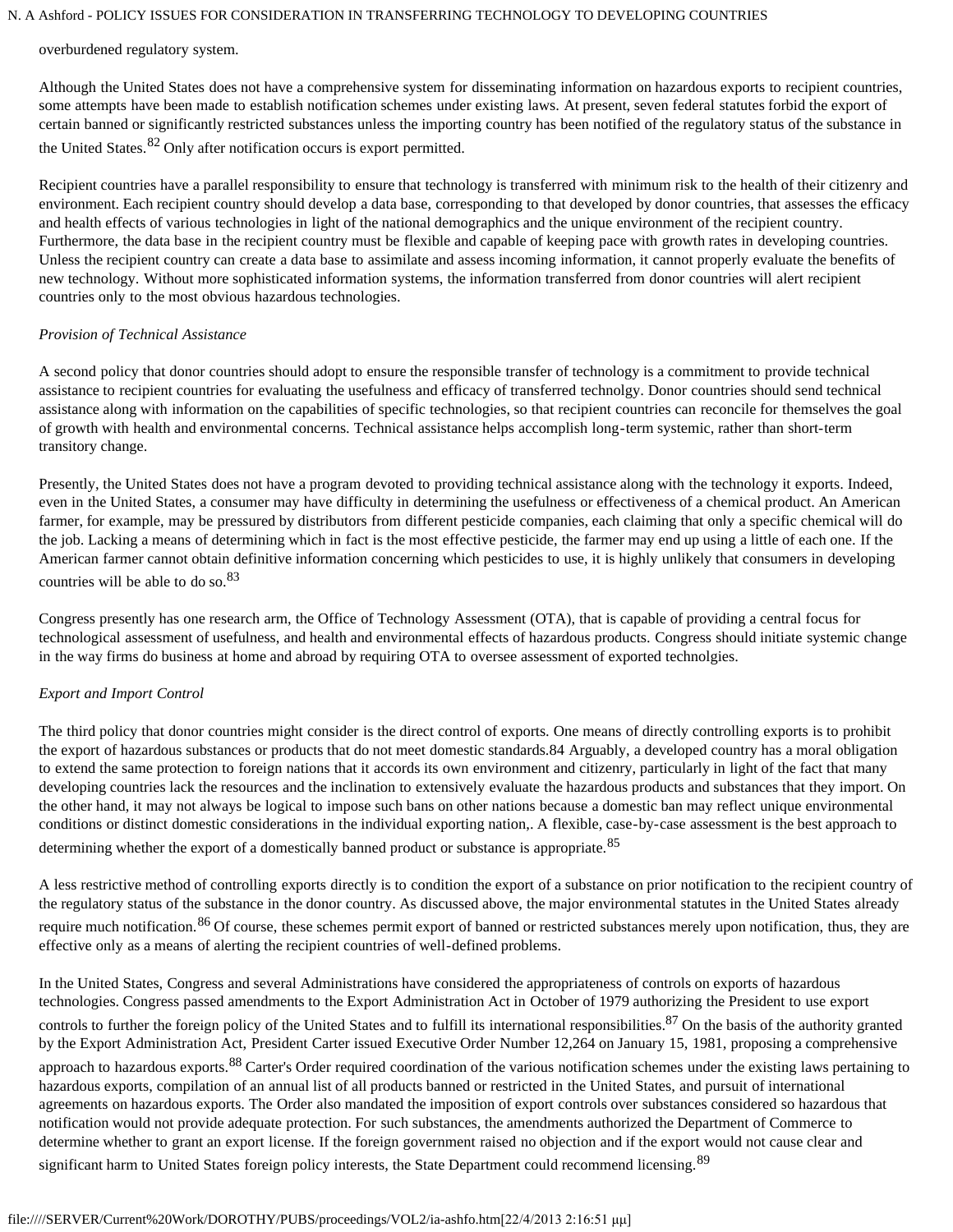overburdened regulatory system.

Although the United States does not have a comprehensive system for disseminating information on hazardous exports to recipient countries, some attempts have been made to establish notification schemes under existing laws. At present, seven federal statutes forbid the export of certain banned or significantly restricted substances unless the importing country has been notified of the regulatory status of the substance in the United States.[82] Only after notification occurs is export permitted.

Recipient countries have a parallel responsibility to ensure that technology is transferred with minimum risk to the health of their citizenry and environment. Each recipient country should develop a data base, corresponding to that developed by donor countries, that assesses the efficacy and health effects of various technologies in light of the national demographics and the unique environment of the recipient country. Furthermore, the data base in the recipient country must be flexible and capable of keeping pace with growth rates in developing countries. Unless the recipient country can create a data base to assimilate and assess incoming information, it cannot properly evaluate the benefits of new technology. Without more sophisticated information systems, the information transferred from donor countries will alert recipient countries only to the most obvious hazardous technologies.

*Provision of Technical Assistance*

A second policy that donor countries should adopt to ensure the responsible transfer of technology is a commitment to provide technical assistance to recipient countries for evaluating the usefulness and efficacy of transferred technolgy. Donor countries should send technical assistance along with information on the capabilities of specific technologies, so that recipient countries can reconcile for themselves the goal of growth with health and environmental concerns. Technical assistance helps accomplish long-term systemic, rather than short-term transitory change.

Presently, the United States does not have a program devoted to providing technical assistance along with the technology it exports. Indeed, even in the United States, a consumer may have difficulty in determining the usefulness or effectiveness of a chemical product. An American farmer, for example, may be pressured by distributors from different pesticide companies, each claiming that only a specific chemical will do the job. Lacking a means of determining which in fact is the most effective pesticide, the farmer may end up using a little of each one. If the American farmer cannot obtain definitive information concerning which pesticides to use, it is highly unlikely that consumers in developing countries will be able to do so.[83]

Congress presently has one research arm, the Office of Technology Assessment (OTA), that is capable of providing a central focus for technological assessment of usefulness, and health and environmental effects of hazardous products. Congress should initiate systemic change in the way firms do business at home and abroad by requiring OTA to oversee assessment of exported technolgies.

*Export and Import Control*

The third policy that donor countries might consider is the direct control of exports. One means of directly controlling exports is to prohibit the export of hazardous substances or products that do not meet domestic standards.84 Arguably, a developed country has a moral obligation to extend the same protection to foreign nations that it accords its own environment and citizenry, particularly in light of the fact that many developing countries lack the resources and the inclination to extensively evaluate the hazardous products and substances that they import. On the other hand, it may not always be logical to impose such bans on other nations because a domestic ban may reflect unique environmental conditions or distinct domestic considerations in the individual exporting nation,. A flexible, case-by-case assessment is the best approach to determining whether the export of a domestically banned product or substance is appropriate.[85]

A less restrictive method of controlling exports directly is to condition the export of a substance on prior notification to the recipient country of the regulatory status of the substance in the donor country. As discussed above, the major environmental statutes in the United States already require much notification.[86] Of course, these schemes permit export of banned or restricted substances merely upon notification, thus, they are effective only as a means of alerting the recipient countries of well-defined problems.

In the United States, Congress and several Administrations have considered the appropriateness of controls on exports of hazardous technologies. Congress passed amendments to the Export Administration Act in October of 1979 authorizing the President to use export controls to further the foreign policy of the United States and to fulfill its international responsibilities.[87] On the basis of the authority granted by the Export Administration Act, President Carter issued Executive Order Number 12,264 on January 15, 1981, proposing a comprehensive approach to hazardous exports.[88] Carter's Order required coordination of the various notification schemes under the existing laws pertaining to hazardous exports, compilation of an annual list of all products banned or restricted in the United States, and pursuit of international agreements on hazardous exports. The Order also mandated the imposition of export controls over substances considered so hazardous that notification would not provide adequate protection. For such substances, the amendments authorized the Department of Commerce to determine whether to grant an export license. If the foreign government raised no objection and if the export would not cause clear and significant harm to United States foreign policy interests, the State Department could recommend licensing.[89]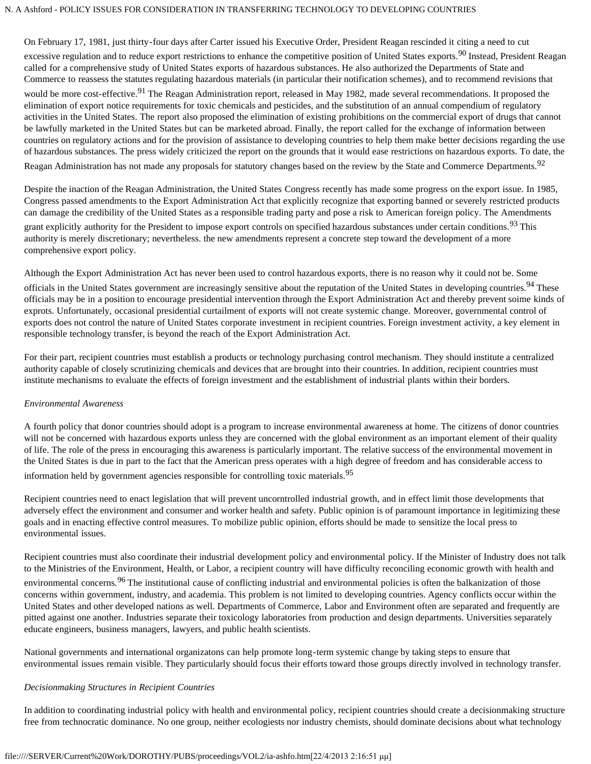On February 17, 1981, just thirty-four days after Carter issued his Executive Order, President Reagan rescinded it citing a need to cut excessive regulation and to reduce export restrictions to enhance the competitive position of United States exports.[90] Instead, President Reagan called for a comprehensive study of United States exports of hazardous substances. He also authorized the Departments of State and Commerce to reassess the statutes regulating hazardous materials (in particular their notification schemes), and to recommend revisions that would be more cost-effective.[91] The Reagan Administration report, released in May 1982, made several recommendations. It proposed the elimination of export notice requirements for toxic chemicals and pesticides, and the substitution of an annual compendium of regulatory activities in the United States. The report also proposed the elimination of existing prohibitions on the commercial export of drugs that cannot be lawfully marketed in the United States but can be marketed abroad. Finally, the report called for the exchange of information between countries on regulatory actions and for the provision of assistance to developing countries to help them make better decisions regarding the use of hazardous substances. The press widely criticized the report on the grounds that it would ease restrictions on hazardous exports. To date, the Reagan Administration has not made any proposals for statutory changes based on the review by the State and Commerce Departments.[92]

Despite the inaction of the Reagan Administration, the United States Congress recently has made some progress on the export issue. In 1985, Congress passed amendments to the Export Administration Act that explicitly recognize that exporting banned or severely restricted products can damage the credibility of the United States as a responsible trading party and pose a risk to American foreign policy. The Amendments grant explicitly authority for the President to impose export controls on specified hazardous substances under certain conditions.[93] This authority is merely discretionary; nevertheless. the new amendments represent a concrete step toward the development of a more comprehensive export policy.

Although the Export Administration Act has never been used to control hazardous exports, there is no reason why it could not be. Some officials in the United States government are increasingly sensitive about the reputation of the United States in developing countries.[94] These officials may be in a position to encourage presidential intervention through the Export Administration Act and thereby prevent soime kinds of exprots. Unfortunately, occasional presidential curtailment of exports will not create systemic change. Moreover, governmental control of exports does not control the nature of United States corporate investment in recipient countries. Foreign investment activity, a key element in responsible technology transfer, is beyond the reach of the Export Administration Act.

For their part, recipient countries must establish a products or technology purchasing control mechanism. They should institute a centralized authority capable of closely scrutinizing chemicals and devices that are brought into their countries. In addition, recipient countries must institute mechanisms to evaluate the effects of foreign investment and the establishment of industrial plants within their borders.

*Environmental Awareness*

A fourth policy that donor countries should adopt is a program to increase environmental awareness at home. The citizens of donor countries will not be concerned with hazardous exports unless they are concerned with the global environment as an important element of their quality of life. The role of the press in encouraging this awareness is particularly important. The relative success of the environmental movement in the United States is due in part to the fact that the American press operates with a high degree of freedom and has considerable access to information held by government agencies responsible for controlling toxic materials.[95]

Recipient countries need to enact legislation that will prevent uncorntrolled industrial growth, and in effect limit those developments that adversely effect the environment and consumer and worker health and safety. Public opinion is of paramount importance in legitimizing these goals and in enacting effective control measures. To mobilize public opinion, efforts should be made to sensitize the local press to environmental issues.

Recipient countries must also coordinate their industrial development policy and environmental policy. If the Minister of Industry does not talk to the Ministries of the Environment, Health, or Labor, a recipient country will have difficulty reconciling economic growth with health and environmental concerns.[96] The institutional cause of conflicting industrial and environmental policies is often the balkanization of those concerns within government, industry, and academia. This problem is not limited to developing countries. Agency conflicts occur within the United States and other developed nations as well. Departments of Commerce, Labor and Environment often are separated and frequently are pitted against one another. Industries separate their toxicology laboratories from production and design departments. Universities separately educate engineers, business managers, lawyers, and public health scientists.

National governments and international organizatons can help promote long-term systemic change by taking steps to ensure that environmental issues remain visible. They particularly should focus their efforts toward those groups directly involved in technology transfer.

*Decisionmaking Structures in Recipient Countries*

In addition to coordinating industrial policy with health and environmental policy, recipient countries should create a decisionmaking structure free from technocratic dominance. No one group, neither ecologiests nor industry chemists, should dominate decisions about what technology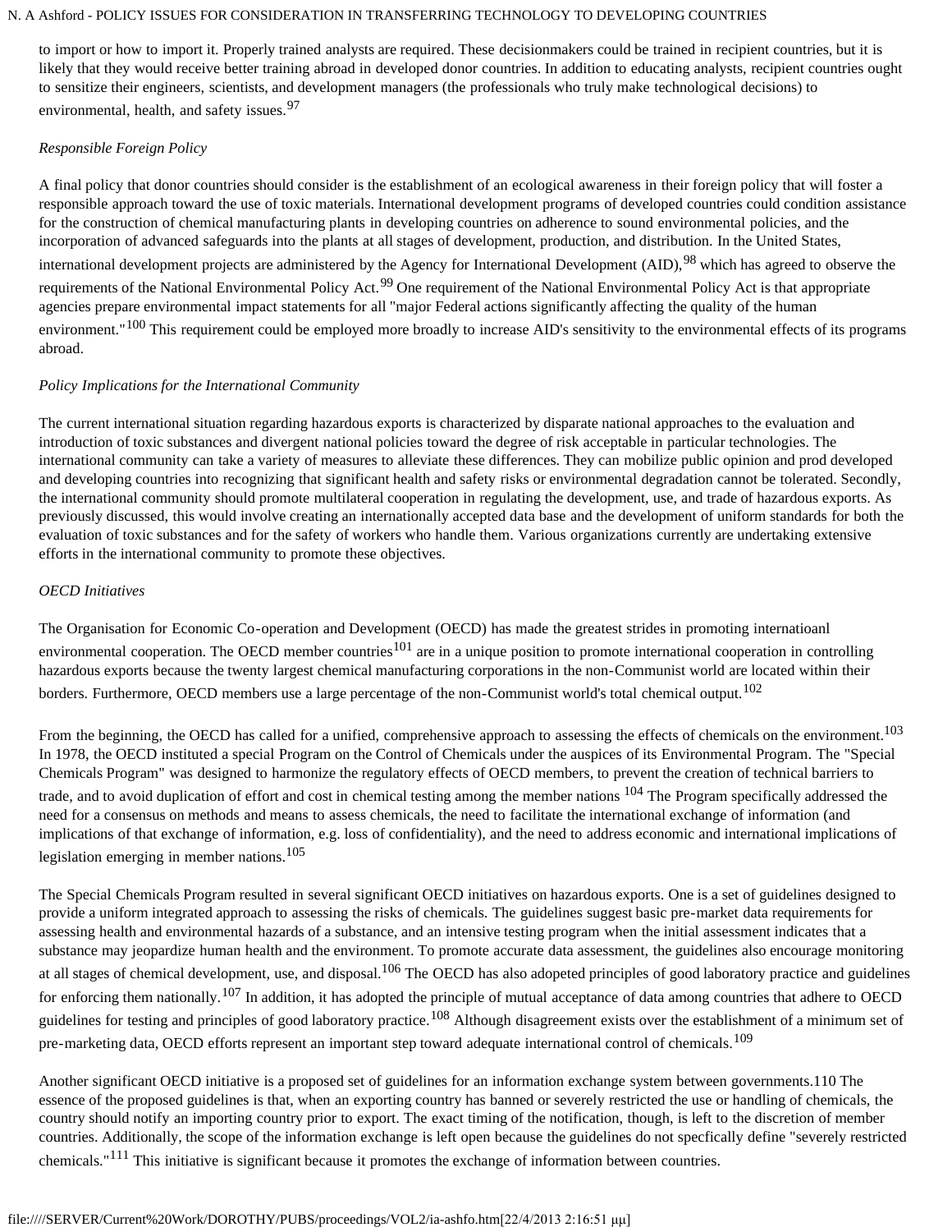to import or how to import it. Properly trained analysts are required. These decisionmakers could be trained in recipient countries, but it is likely that they would receive better training abroad in developed donor countries. In addition to educating analysts, recipient countries ought to sensitize their engineers, scientists, and development managers (the professionals who truly make technological decisions) to environmental, health, and safety issues.[97]

*Responsible Foreign Policy*

A final policy that donor countries should consider is the establishment of an ecological awareness in their foreign policy that will foster a responsible approach toward the use of toxic materials. International development programs of developed countries could condition assistance for the construction of chemical manufacturing plants in developing countries on adherence to sound environmental policies, and the incorporation of advanced safeguards into the plants at all stages of development, production, and distribution. In the United States, international development projects are administered by the Agency for International Development (AID),[98] which has agreed to observe the requirements of the National Environmental Policy Act.[99] One requirement of the National Environmental Policy Act is that appropriate agencies prepare environmental impact statements for all "major Federal actions significantly affecting the quality of the human environment."[100] This requirement could be employed more broadly to increase AID's sensitivity to the environmental effects of its programs abroad.

*Policy Implications for the International Community*

The current international situation regarding hazardous exports is characterized by disparate national approaches to the evaluation and introduction of toxic substances and divergent national policies toward the degree of risk acceptable in particular technologies. The international community can take a variety of measures to alleviate these differences. They can mobilize public opinion and prod developed and developing countries into recognizing that significant health and safety risks or environmental degradation cannot be tolerated. Secondly, the international community should promote multilateral cooperation in regulating the development, use, and trade of hazardous exports. As previously discussed, this would involve creating an internationally accepted data base and the development of uniform standards for both the evaluation of toxic substances and for the safety of workers who handle them. Various organizations currently are undertaking extensive efforts in the international community to promote these objectives.

*OECD Initiatives*

The Organisation for Economic Co-operation and Development (OECD) has made the greatest strides in promoting internatioanl environmental cooperation. The OECD member countries[101] are in a unique position to promote international cooperation in controlling hazardous exports because the twenty largest chemical manufacturing corporations in the non-Communist world are located within their borders. Furthermore, OECD members use a large percentage of the non-Communist world's total chemical output.[102]

From the beginning, the OECD has called for a unified, comprehensive approach to assessing the effects of chemicals on the environment.[103] In 1978, the OECD instituted a special Program on the Control of Chemicals under the auspices of its Environmental Program. The "Special Chemicals Program" was designed to harmonize the regulatory effects of OECD members, to prevent the creation of technical barriers to trade, and to avoid duplication of effort and cost in chemical testing among the member nations [104] The Program specifically addressed the need for a consensus on methods and means to assess chemicals, the need to facilitate the international exchange of information (and implications of that exchange of information, e.g. loss of confidentiality), and the need to address economic and international implications of legislation emerging in member nations.[105]

The Special Chemicals Program resulted in several significant OECD initiatives on hazardous exports. One is a set of guidelines designed to provide a uniform integrated approach to assessing the risks of chemicals. The guidelines suggest basic pre-market data requirements for assessing health and environmental hazards of a substance, and an intensive testing program when the initial assessment indicates that a substance may jeopardize human health and the environment. To promote accurate data assessment, the guidelines also encourage monitoring at all stages of chemical development, use, and disposal.[106] The OECD has also adopeted principles of good laboratory practice and guidelines for enforcing them nationally.[107] In addition, it has adopted the principle of mutual acceptance of data among countries that adhere to OECD guidelines for testing and principles of good laboratory practice.[108] Although disagreement exists over the establishment of a minimum set of pre-marketing data, OECD efforts represent an important step toward adequate international control of chemicals.[109]

Another significant OECD initiative is a proposed set of guidelines for an information exchange system between governments.110 The essence of the proposed guidelines is that, when an exporting country has banned or severely restricted the use or handling of chemicals, the country should notify an importing country prior to export. The exact timing of the notification, though, is left to the discretion of member countries. Additionally, the scope of the information exchange is left open because the guidelines do not specfically define "severely restricted chemicals."[111] This initiative is significant because it promotes the exchange of information between countries.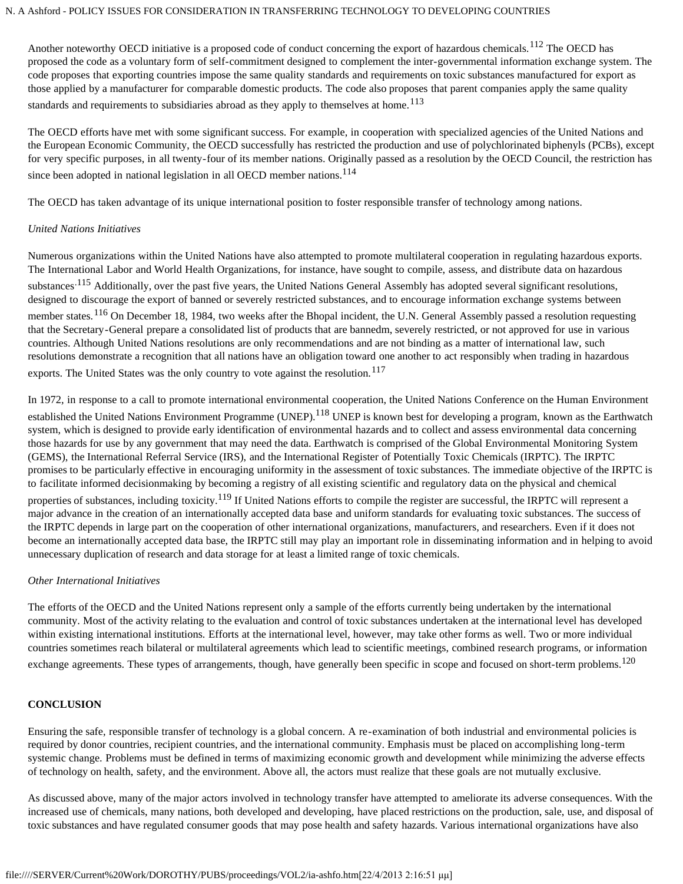Another noteworthy OECD initiative is a proposed code of conduct concerning the export of hazardous chemicals.[112] The OECD has proposed the code as a voluntary form of self-commitment designed to complement the inter-governmental information exchange system. The code proposes that exporting countries impose the same quality standards and requirements on toxic substances manufactured for export as those applied by a manufacturer for comparable domestic products. The code also proposes that parent companies apply the same quality standards and requirements to subsidiaries abroad as they apply to themselves at home.[113]

The OECD efforts have met with some significant success. For example, in cooperation with specialized agencies of the United Nations and the European Economic Community, the OECD successfully has restricted the production and use of polychlorinated biphenyls (PCBs), except for very specific purposes, in all twenty-four of its member nations. Originally passed as a resolution by the OECD Council, the restriction has since been adopted in national legislation in all OECD member nations.[114]

The OECD has taken advantage of its unique international position to foster responsible transfer of technology among nations.

*United Nations Initiatives*

Numerous organizations within the United Nations have also attempted to promote multilateral cooperation in regulating hazardous exports. The International Labor and World Health Organizations, for instance, have sought to compile, assess, and distribute data on hazardous substances.[115] Additionally, over the past five years, the United Nations General Assembly has adopted several significant resolutions, designed to discourage the export of banned or severely restricted substances, and to encourage information exchange systems between member states.[116] On December 18, 1984, two weeks after the Bhopal incident, the U.N. General Assembly passed a resolution requesting that the Secretary-General prepare a consolidated list of products that are bannedm, severely restricted, or not approved for use in various countries. Although United Nations resolutions are only recommendations and are not binding as a matter of international law, such resolutions demonstrate a recognition that all nations have an obligation toward one another to act responsibly when trading in hazardous exports. The United States was the only country to vote against the resolution.[117]

In 1972, in response to a call to promote international environmental cooperation, the United Nations Conference on the Human Environment established the United Nations Environment Programme (UNEP).[118] UNEP is known best for developing a program, known as the Earthwatch system, which is designed to provide early identification of environmental hazards and to collect and assess environmental data concerning those hazards for use by any government that may need the data. Earthwatch is comprised of the Global Environmental Monitoring System (GEMS), the International Referral Service (IRS), and the International Register of Potentially Toxic Chemicals (IRPTC). The IRPTC promises to be particularly effective in encouraging uniformity in the assessment of toxic substances. The immediate objective of the IRPTC is to facilitate informed decisionmaking by becoming a registry of all existing scientific and regulatory data on the physical and chemical properties of substances, including toxicity.[119] If United Nations efforts to compile the register are successful, the IRPTC will represent a major advance in the creation of an internationally accepted data base and uniform standards for evaluating toxic substances. The success of the IRPTC depends in large part on the cooperation of other international organizations, manufacturers, and researchers. Even if it does not become an internationally accepted data base, the IRPTC still may play an important role in disseminating information and in helping to avoid unnecessary duplication of research and data storage for at least a limited range of toxic chemicals.

*Other International Initiatives*

The efforts of the OECD and the United Nations represent only a sample of the efforts currently being undertaken by the international community. Most of the activity relating to the evaluation and control of toxic substances undertaken at the international level has developed within existing international institutions. Efforts at the international level, however, may take other forms as well. Two or more individual countries sometimes reach bilateral or multilateral agreements which lead to scientific meetings, combined research programs, or information exchange agreements. These types of arrangements, though, have generally been specific in scope and focused on short-term problems.[120]

**CONCLUSION**

Ensuring the safe, responsible transfer of technology is a global concern. A re-examination of both industrial and environmental policies is required by donor countries, recipient countries, and the international community. Emphasis must be placed on accomplishing long-term systemic change. Problems must be defined in terms of maximizing economic growth and development while minimizing the adverse effects of technology on health, safety, and the environment. Above all, the actors must realize that these goals are not mutually exclusive.

As discussed above, many of the major actors involved in technology transfer have attempted to ameliorate its adverse consequences. With the increased use of chemicals, many nations, both developed and developing, have placed restrictions on the production, sale, use, and disposal of toxic substances and have regulated consumer goods that may pose health and safety hazards. Various international organizations have also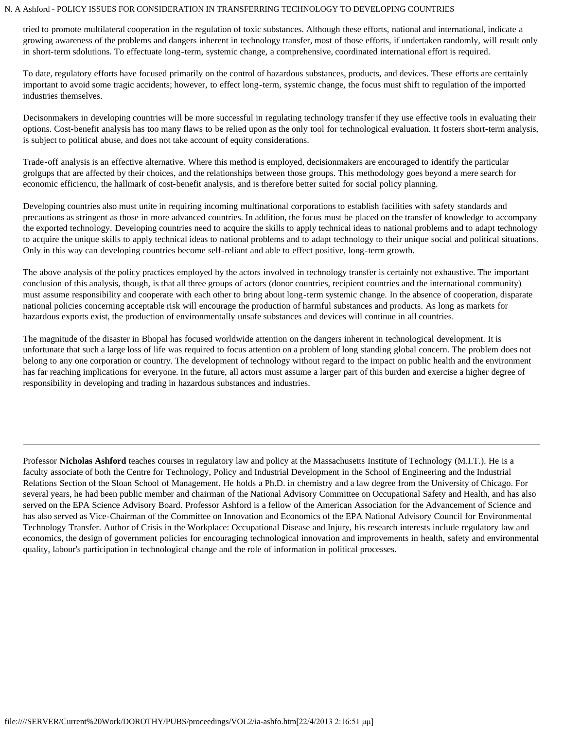tried to promote multilateral cooperation in the regulation of toxic substances. Although these efforts, national and international, indicate a growing awareness of the problems and dangers inherent in technology transfer, most of those efforts, if undertaken randomly, will result only in short-term sdolutions. To effectuate long-term, systemic change, a comprehensive, coordinated international effort is required.

To date, regulatory efforts have focused primarily on the control of hazardous substances, products, and devices. These efforts are certtainly important to avoid some tragic accidents; however, to effect long-term, systemic change, the focus must shift to regulation of the imported industries themselves.

Decisonmakers in developing countries will be more successful in regulating technology transfer if they use effective tools in evaluating their options. Cost-benefit analysis has too many flaws to be relied upon as the only tool for technological evaluation. It fosters short-term analysis, is subject to political abuse, and does not take account of equity considerations.

Trade-off analysis is an effective alternative. Where this method is employed, decisionmakers are encouraged to identify the particular grolgups that are affected by their choices, and the relationships between those groups. This methodology goes beyond a mere search for economic efficiencu, the hallmark of cost-benefit analysis, and is therefore better suited for social policy planning.

Developing countries also must unite in requiring incoming multinational corporations to establish facilities with safety standards and precautions as stringent as those in more advanced countries. In addition, the focus must be placed on the transfer of knowledge to accompany the exported technology. Developing countries need to acquire the skills to apply technical ideas to national problems and to adapt technology to acquire the unique skills to apply technical ideas to national problems and to adapt technology to their unique social and political situations. Only in this way can developing countries become self-reliant and able to effect positive, long-term growth.

The above analysis of the policy practices employed by the actors involved in technology transfer is certainly not exhaustive. The important conclusion of this analysis, though, is that all three groups of actors (donor countries, recipient countries and the international community) must assume responsibility and cooperate with each other to bring about long-term systemic change. In the absence of cooperation, disparate national policies concerning acceptable risk will encourage the production of harmful substances and products. As long as markets for hazardous exports exist, the production of environmentally unsafe substances and devices will continue in all countries.

The magnitude of the disaster in Bhopal has focused worldwide attention on the dangers inherent in technological development. It is unfortunate that such a large loss of life was required to focus attention on a problem of long standing global concern. The problem does not belong to any one corporation or country. The development of technology without regard to the impact on public health and the environment has far reaching implications for everyone. In the future, all actors must assume a larger part of this burden and exercise a higher degree of responsibility in developing and trading in hazardous substances and industries.

---

Professor **Nicholas Ashford** teaches courses in regulatory law and policy at the Massachusetts Institute of Technology (M.I.T.). He is a faculty associate of both the Centre for Technology, Policy and Industrial Development in the School of Engineering and the Industrial Relations Section of the Sloan School of Management. He holds a Ph.D. in chemistry and a law degree from the University of Chicago. For several years, he had been public member and chairman of the National Advisory Committee on Occupational Safety and Health, and has also served on the EPA Science Advisory Board. Professor Ashford is a fellow of the American Association for the Advancement of Science and has also served as Vice-Chairman of the Committee on Innovation and Economics of the EPA National Advisory Council for Environmental Technology Transfer. Author of Crisis in the Workplace: Occupational Disease and Injury, his research interests include regulatory law and economics, the design of government policies for encouraging technological innovation and improvements in health, safety and environmental quality, labour's participation in technological change and the role of information in political processes.